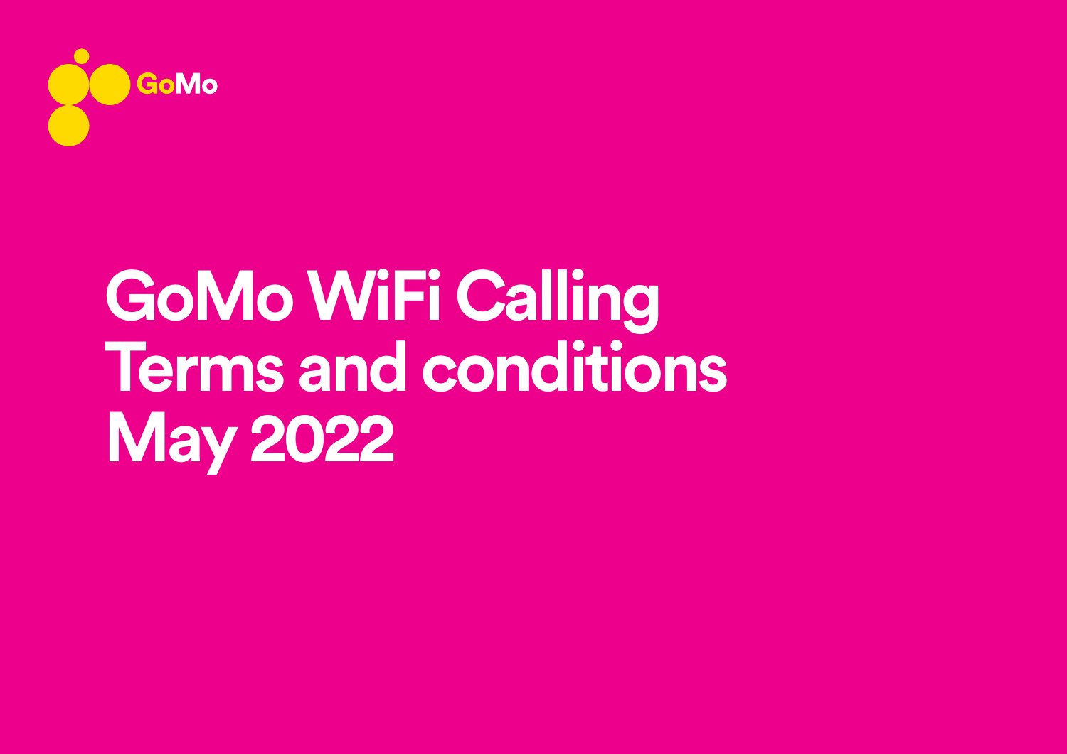GoMo

# GoMo WiFi Calling Terms and conditions May 2022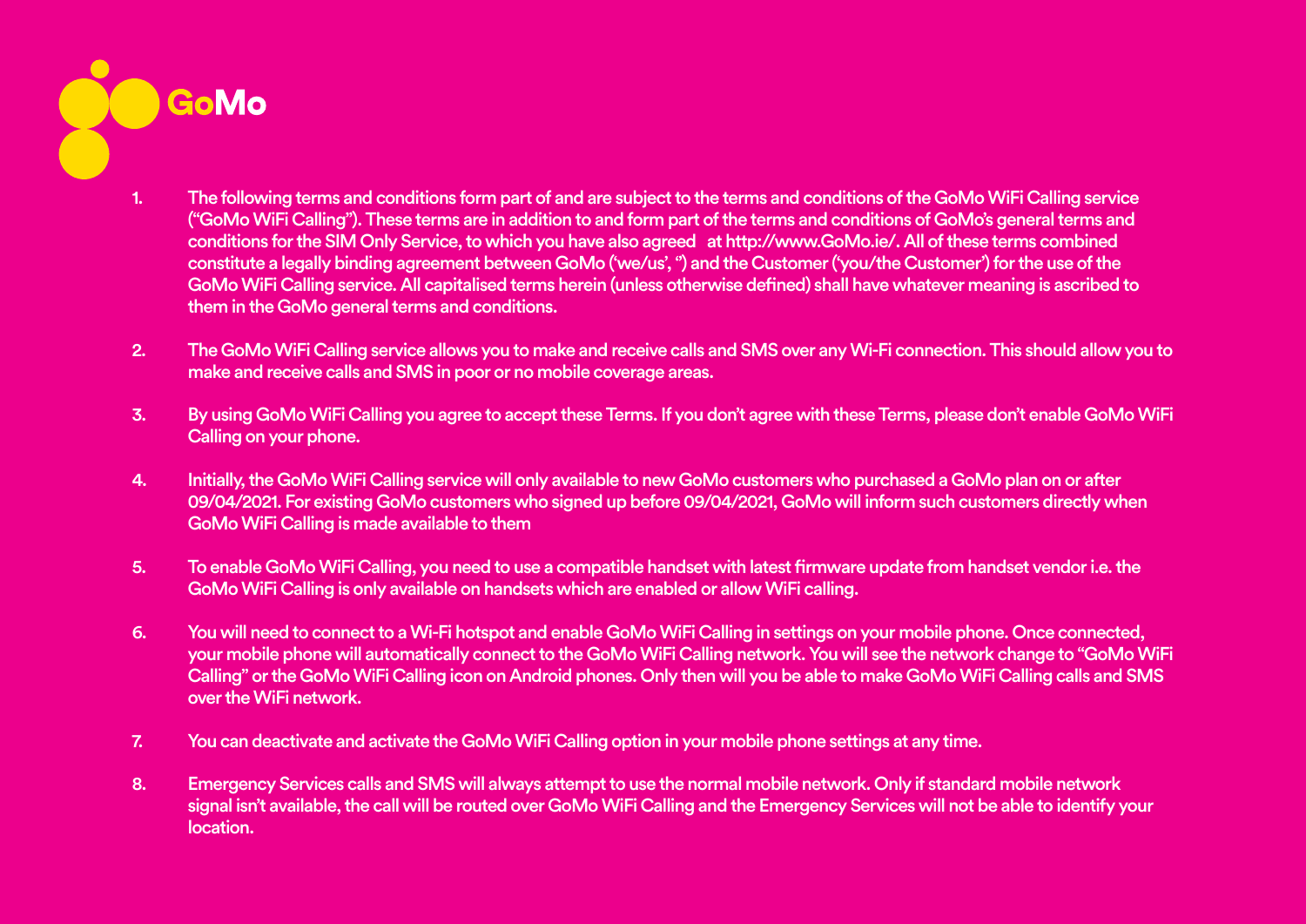GoMo

1. The following terms and conditions form part of and are subject to the terms and conditions of the GoMo WiFi Calling service ("GoMo WiFi Calling"). These terms are in addition to and form part of the terms and conditions of GoMo's general terms and conditions for the SIM Only Service, to which you have also agreed  at http://www.GoMo.ie/. All of these terms combined constitute a legally binding agreement between GoMo ('we/us', '') and the Customer ('you/the Customer') for the use of the GoMo WiFi Calling service. All capitalised terms herein (unless otherwise defined) shall have whatever meaning is ascribed to them in the GoMo general terms and conditions.

2. The GoMo WiFi Calling service allows you to make and receive calls and SMS over any Wi-Fi connection. This should allow you to make and receive calls and SMS in poor or no mobile coverage areas.

3. By using GoMo WiFi Calling you agree to accept these Terms. If you don't agree with these Terms, please don't enable GoMo WiFi Calling on your phone.

4. Initially, the GoMo WiFi Calling service will only available to new GoMo customers who purchased a GoMo plan on or after 09/04/2021. For existing GoMo customers who signed up before 09/04/2021, GoMo will inform such customers directly when GoMo WiFi Calling is made available to them

5. To enable GoMo WiFi Calling, you need to use a compatible handset with latest firmware update from handset vendor i.e. the GoMo WiFi Calling is only available on handsets which are enabled or allow WiFi calling.

6. You will need to connect to a Wi-Fi hotspot and enable GoMo WiFi Calling in settings on your mobile phone. Once connected, your mobile phone will automatically connect to the GoMo WiFi Calling network. You will see the network change to "GoMo WiFi Calling" or the GoMo WiFi Calling icon on Android phones. Only then will you be able to make GoMo WiFi Calling calls and SMS over the WiFi network.

7. You can deactivate and activate the GoMo WiFi Calling option in your mobile phone settings at any time.

8. Emergency Services calls and SMS will always attempt to use the normal mobile network. Only if standard mobile network signal isn't available, the call will be routed over GoMo WiFi Calling and the Emergency Services will not be able to identify your location.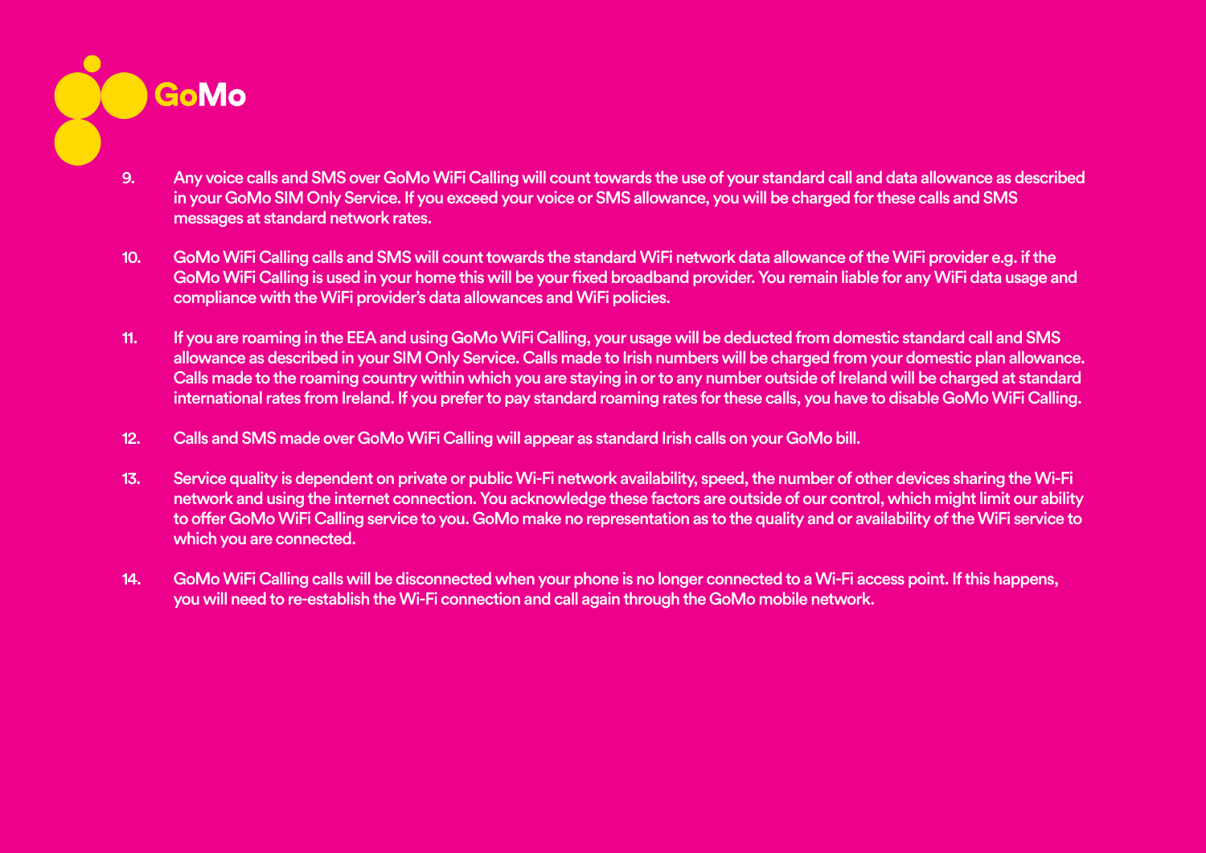9. Any voice calls and SMS over GoMo WiFi Calling will count towards the use of your standard call and data allowance as described in your GoMo SIM Only Service. If you exceed your voice or SMS allowance, you will be charged for these calls and SMS messages at standard network rates.

10. GoMo WiFi Calling calls and SMS will count towards the standard WiFi network data allowance of the WiFi provider e.g. if the GoMo WiFi Calling is used in your home this will be your fixed broadband provider. You remain liable for any WiFi data usage and compliance with the WiFi provider's data allowances and WiFi policies.

11. If you are roaming in the EEA and using GoMo WiFi Calling, your usage will be deducted from domestic standard call and SMS allowance as described in your SIM Only Service. Calls made to Irish numbers will be charged from your domestic plan allowance. Calls made to the roaming country within which you are staying in or to any number outside of Ireland will be charged at standard international rates from Ireland. If you prefer to pay standard roaming rates for these calls, you have to disable GoMo WiFi Calling.

12. Calls and SMS made over GoMo WiFi Calling will appear as standard Irish calls on your GoMo bill.

13. Service quality is dependent on private or public Wi-Fi network availability, speed, the number of other devices sharing the Wi-Fi network and using the internet connection. You acknowledge these factors are outside of our control, which might limit our ability to offer GoMo WiFi Calling service to you. GoMo make no representation as to the quality and or availability of the WiFi service to which you are connected.

14. GoMo WiFi Calling calls will be disconnected when your phone is no longer connected to a Wi-Fi access point. If this happens, you will need to re-establish the Wi-Fi connection and call again through the GoMo mobile network.